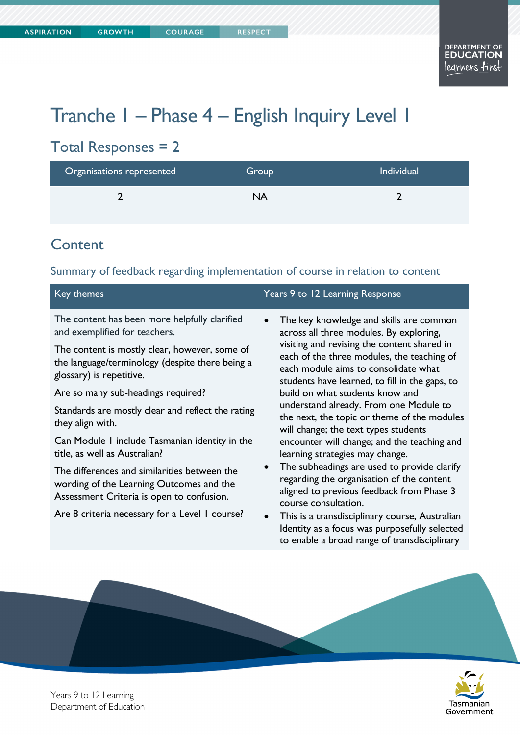# Tranche 1 – Phase 4 – English Inquiry Level 1

## Total Responses = 2

| Organisations represented | Group | Individual |
|---|---|---|
| 2 | NA | 2 |

## Content

### Summary of feedback regarding implementation of course in relation to content

| Key themes | Years 9 to 12 Learning Response |
|---|---|
| The content has been more helpfully clarified and exemplified for teachers.<br><br>The content is mostly clear, however, some of the language/terminology (despite there being a glossary) is repetitive.<br><br>Are so many sub-headings required?<br><br>Standards are mostly clear and reflect the rating they align with.<br><br>Can Module 1 include Tasmanian identity in the title, as well as Australian?<br><br>The differences and similarities between the wording of the Learning Outcomes and the Assessment Criteria is open to confusion.<br><br>Are 8 criteria necessary for a Level 1 course? | • The key knowledge and skills are common across all three modules. By exploring, visiting and revising the content shared in each of the three modules, the teaching of each module aims to consolidate what students have learned, to fill in the gaps, to build on what students know and understand already. From one Module to the next, the topic or theme of the modules will change; the text types students encounter will change; and the teaching and learning strategies may change.<br>• The subheadings are used to provide clarify regarding the organisation of the content aligned to previous feedback from Phase 3 course consultation.<br>• This is a transdisciplinary course, Australian Identity as a focus was purposefully selected to enable a broad range of transdisciplinary |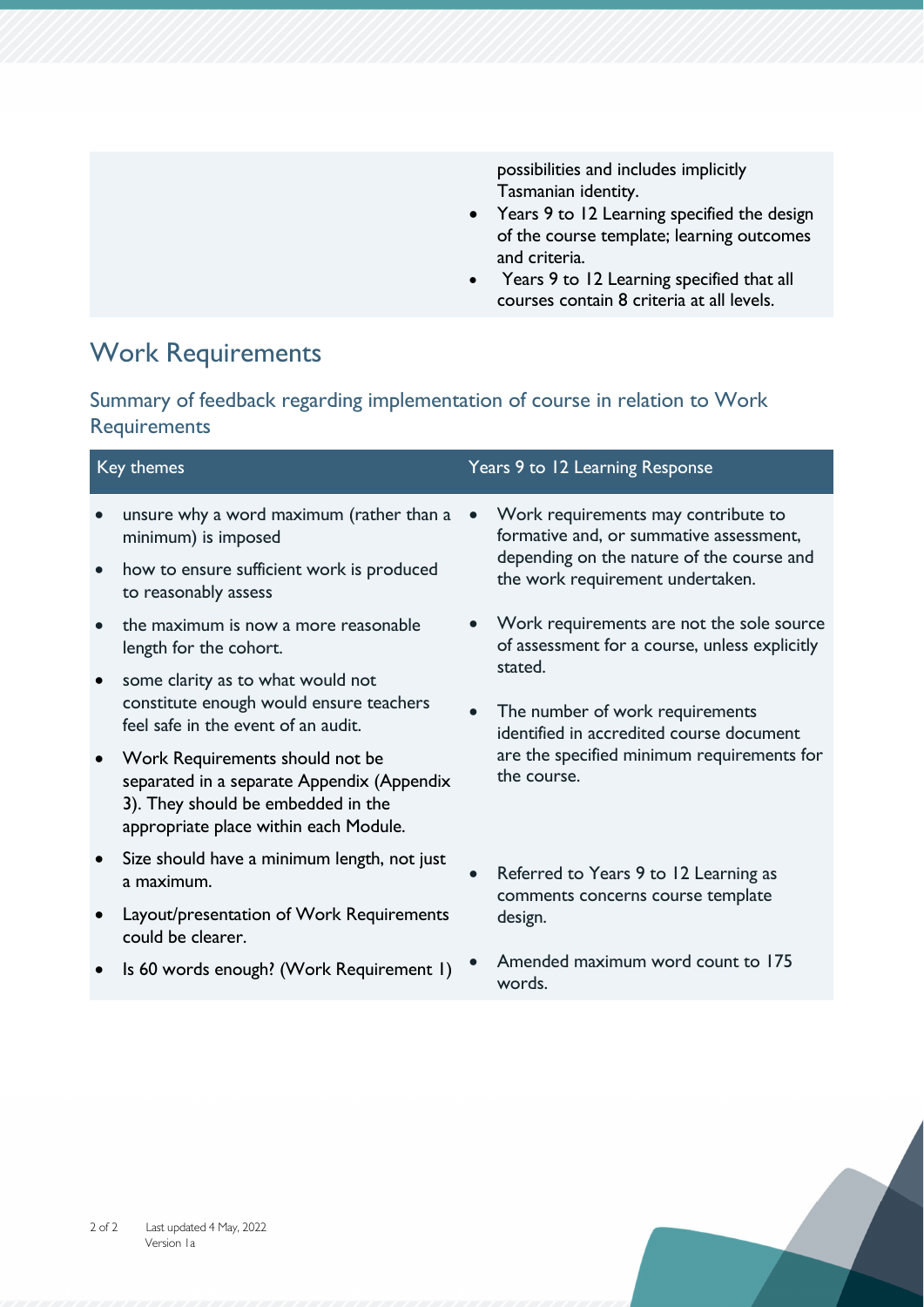| | |
|---|---|
| | possibilities and includes implicitly Tasmanian identity.<br>• Years 9 to 12 Learning specified the design of the course template; learning outcomes and criteria.<br>• Years 9 to 12 Learning specified that all courses contain 8 criteria at all levels. |

## Work Requirements

### Summary of feedback regarding implementation of course in relation to Work Requirements

| Key themes | Years 9 to 12 Learning Response |
|---|---|
| • unsure why a word maximum (rather than a minimum) is imposed<br>• how to ensure sufficient work is produced to reasonably assess<br>• the maximum is now a more reasonable length for the cohort.<br>• some clarity as to what would not constitute enough would ensure teachers feel safe in the event of an audit. | • Work requirements may contribute to formative and, or summative assessment, depending on the nature of the course and the work requirement undertaken.<br>• Work requirements are not the sole source of assessment for a course, unless explicitly stated.<br>• The number of work requirements identified in accredited course document are the specified minimum requirements for the course. |
| • Work Requirements should not be separated in a separate Appendix (Appendix 3). They should be embedded in the appropriate place within each Module.<br>• Size should have a minimum length, not just a maximum.<br>• Layout/presentation of Work Requirements could be clearer. | • Referred to Years 9 to 12 Learning as comments concerns course template design. |
| • Is 60 words enough? (Work Requirement 1) | • Amended maximum word count to 175 words. |

Last updated 4 May, 2022
Version 1a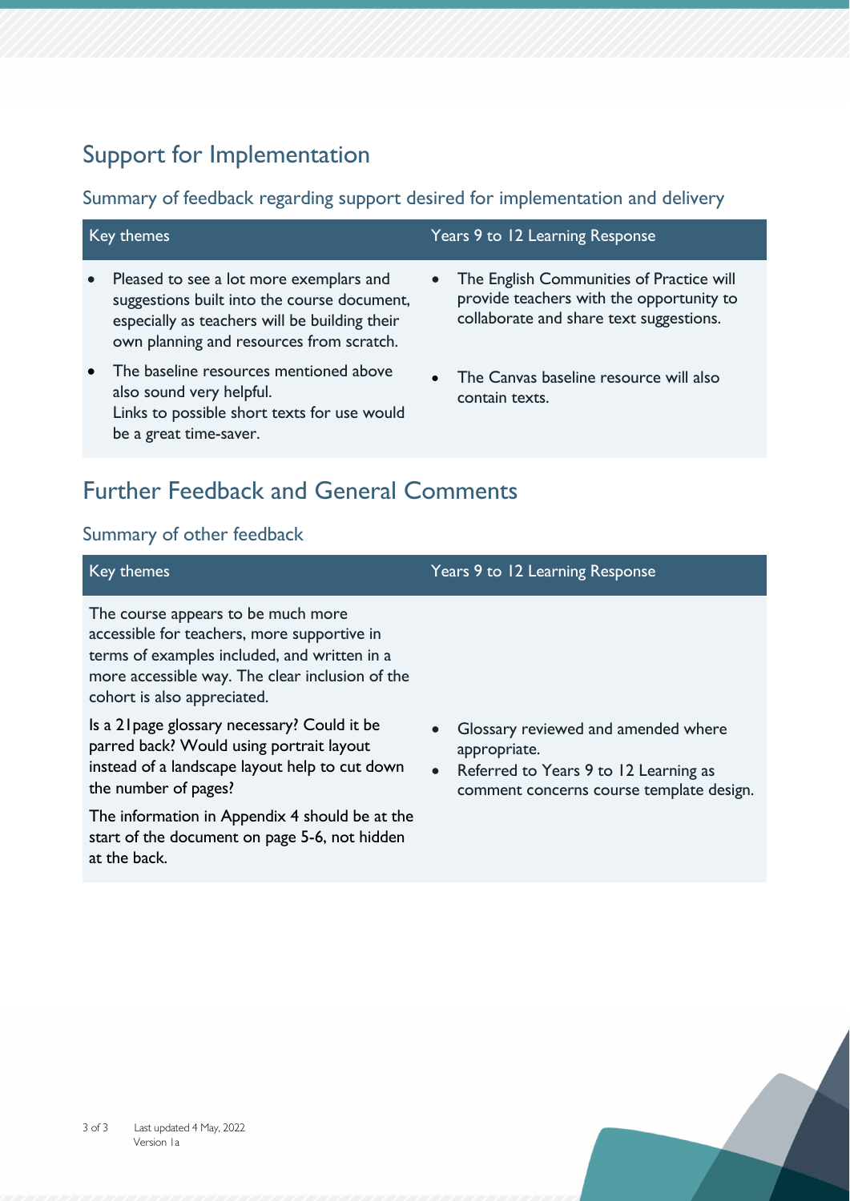## Support for Implementation

### Summary of feedback regarding support desired for implementation and delivery

| Key themes | Years 9 to 12 Learning Response |
|---|---|
| • Pleased to see a lot more exemplars and suggestions built into the course document, especially as teachers will be building their own planning and resources from scratch. | • The English Communities of Practice will provide teachers with the opportunity to collaborate and share text suggestions. |
| • The baseline resources mentioned above also sound very helpful. Links to possible short texts for use would be a great time-saver. | • The Canvas baseline resource will also contain texts. |

## Further Feedback and General Comments

### Summary of other feedback

| Key themes | Years 9 to 12 Learning Response |
|---|---|
| The course appears to be much more accessible for teachers, more supportive in terms of examples included, and written in a more accessible way. The clear inclusion of the cohort is also appreciated. | |
| Is a 21page glossary necessary? Could it be parred back? Would using portrait layout instead of a landscape layout help to cut down the number of pages? | • Glossary reviewed and amended where appropriate. • Referred to Years 9 to 12 Learning as comment concerns course template design. |
| The information in Appendix 4 should be at the start of the document on page 5-6, not hidden at the back. | |

Last updated 4 May, 2022
Version 1a